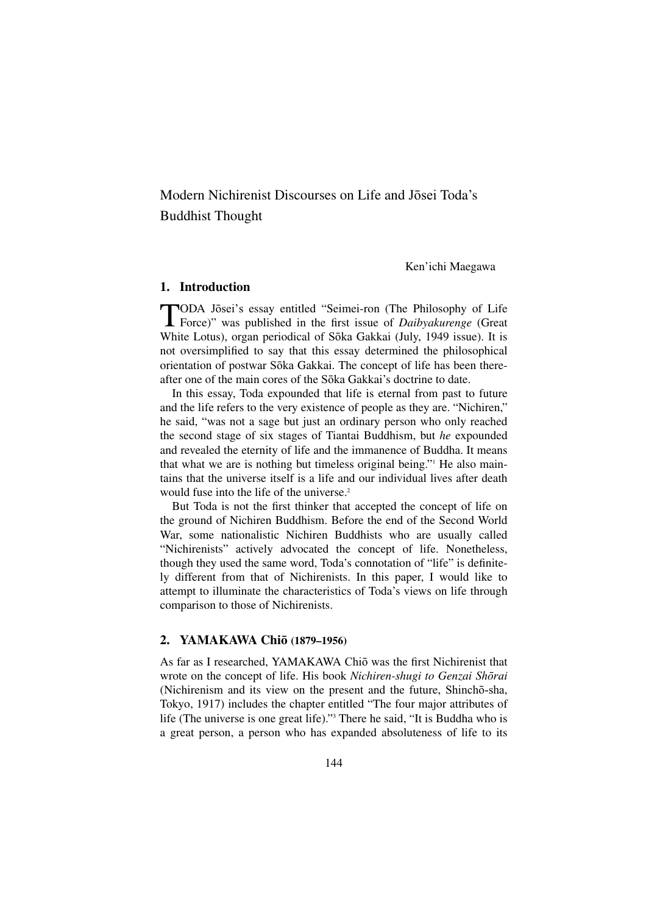# Modern Nichirenist Discourses on Life and Jōsei Toda's Buddhist Thought

Ken'ichi Maegawa

## 1. Introduction

TODA Jōsei's essay entitled "Seimei-ron (The Philosophy of Life Force)" was published in the first issue of *Daibyakurenge* (Great White Lotus), organ periodical of Sōka Gakkai (July, 1949 issue). It is not oversimplified to say that this essay determined the philosophical orientation of postwar Sōka Gakkai. The concept of life has been thereafter one of the main cores of the Sōka Gakkai's doctrine to date.

In this essay, Toda expounded that life is eternal from past to future and the life refers to the very existence of people as they are. "Nichiren," he said, "was not a sage but just an ordinary person who only reached the second stage of six stages of Tiantai Buddhism, but *he* expounded and revealed the eternity of life and the immanence of Buddha. It means that what we are is nothing but timeless original being."[1] He also maintains that the universe itself is a life and our individual lives after death would fuse into the life of the universe.[2]

But Toda is not the first thinker that accepted the concept of life on the ground of Nichiren Buddhism. Before the end of the Second World War, some nationalistic Nichiren Buddhists who are usually called "Nichirenists" actively advocated the concept of life. Nonetheless, though they used the same word, Toda's connotation of "life" is definitely different from that of Nichirenists. In this paper, I would like to attempt to illuminate the characteristics of Toda's views on life through comparison to those of Nichirenists.

## 2. YAMAKAWA Chiō (1879–1956)

As far as I researched, YAMAKAWA Chiō was the first Nichirenist that wrote on the concept of life. His book *Nichiren-shugi to Genzai Shōrai* (Nichirenism and its view on the present and the future, Shinchō-sha, Tokyo, 1917) includes the chapter entitled "The four major attributes of life (The universe is one great life)."[3] There he said, "It is Buddha who is a great person, a person who has expanded absoluteness of life to its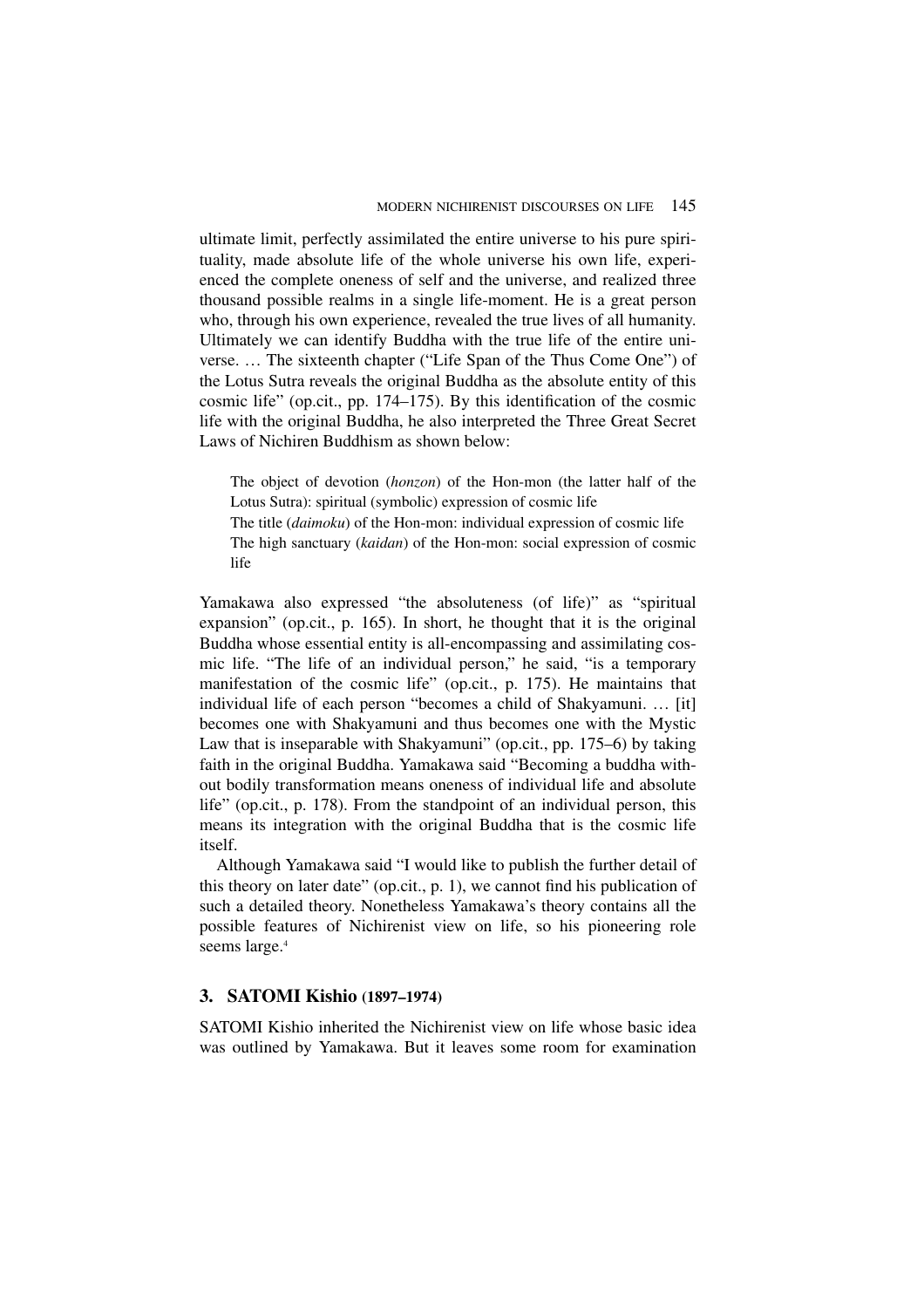ultimate limit, perfectly assimilated the entire universe to his pure spirituality, made absolute life of the whole universe his own life, experienced the complete oneness of self and the universe, and realized three thousand possible realms in a single life-moment. He is a great person who, through his own experience, revealed the true lives of all humanity. Ultimately we can identify Buddha with the true life of the entire universe. … The sixteenth chapter ("Life Span of the Thus Come One") of the Lotus Sutra reveals the original Buddha as the absolute entity of this cosmic life" (op.cit., pp. 174–175). By this identification of the cosmic life with the original Buddha, he also interpreted the Three Great Secret Laws of Nichiren Buddhism as shown below:

> The object of devotion (*honzon*) of the Hon-mon (the latter half of the Lotus Sutra): spiritual (symbolic) expression of cosmic life
> The title (*daimoku*) of the Hon-mon: individual expression of cosmic life
> The high sanctuary (*kaidan*) of the Hon-mon: social expression of cosmic life

Yamakawa also expressed "the absoluteness (of life)" as "spiritual expansion" (op.cit., p. 165). In short, he thought that it is the original Buddha whose essential entity is all-encompassing and assimilating cosmic life. "The life of an individual person," he said, "is a temporary manifestation of the cosmic life" (op.cit., p. 175). He maintains that individual life of each person "becomes a child of Shakyamuni. … [it] becomes one with Shakyamuni and thus becomes one with the Mystic Law that is inseparable with Shakyamuni" (op.cit., pp. 175–6) by taking faith in the original Buddha. Yamakawa said "Becoming a buddha without bodily transformation means oneness of individual life and absolute life" (op.cit., p. 178). From the standpoint of an individual person, this means its integration with the original Buddha that is the cosmic life itself.

Although Yamakawa said "I would like to publish the further detail of this theory on later date" (op.cit., p. 1), we cannot find his publication of such a detailed theory. Nonetheless Yamakawa's theory contains all the possible features of Nichirenist view on life, so his pioneering role seems large.[4]

## 3. SATOMI Kishio (1897–1974)

SATOMI Kishio inherited the Nichirenist view on life whose basic idea was outlined by Yamakawa. But it leaves some room for examination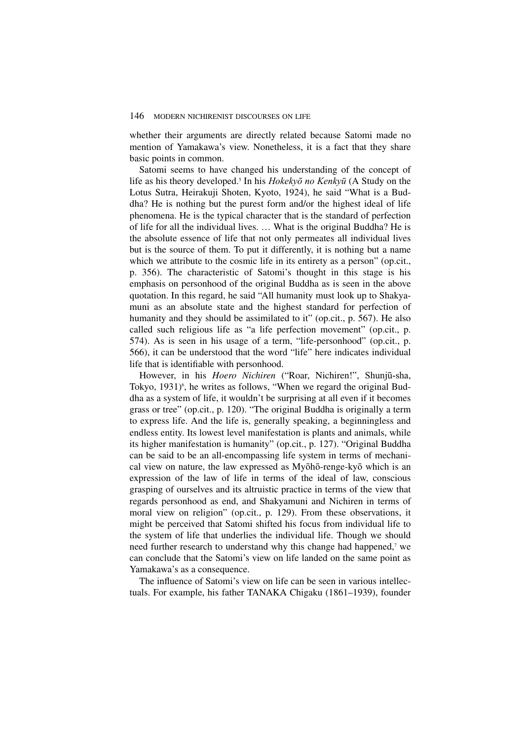whether their arguments are directly related because Satomi made no mention of Yamakawa's view. Nonetheless, it is a fact that they share basic points in common.

Satomi seems to have changed his understanding of the concept of life as his theory developed.[5] In his *Hokekyō no Kenkyū* (A Study on the Lotus Sutra, Heirakuji Shoten, Kyoto, 1924), he said "What is a Buddha? He is nothing but the purest form and/or the highest ideal of life phenomena. He is the typical character that is the standard of perfection of life for all the individual lives. … What is the original Buddha? He is the absolute essence of life that not only permeates all individual lives but is the source of them. To put it differently, it is nothing but a name which we attribute to the cosmic life in its entirety as a person" (op.cit., p. 356). The characteristic of Satomi's thought in this stage is his emphasis on personhood of the original Buddha as is seen in the above quotation. In this regard, he said "All humanity must look up to Shakyamuni as an absolute state and the highest standard for perfection of humanity and they should be assimilated to it" (op.cit., p. 567). He also called such religious life as "a life perfection movement" (op.cit., p. 574). As is seen in his usage of a term, "life-personhood" (op.cit., p. 566), it can be understood that the word "life" here indicates individual life that is identifiable with personhood.

However, in his *Hoero Nichiren* ("Roar, Nichiren!", Shunjū-sha, Tokyo, 1931)[6], he writes as follows, "When we regard the original Buddha as a system of life, it wouldn't be surprising at all even if it becomes grass or tree" (op.cit., p. 120). "The original Buddha is originally a term to express life. And the life is, generally speaking, a beginningless and endless entity. Its lowest level manifestation is plants and animals, while its higher manifestation is humanity" (op.cit., p. 127). "Original Buddha can be said to be an all-encompassing life system in terms of mechanical view on nature, the law expressed as Myōhō-renge-kyō which is an expression of the law of life in terms of the ideal of law, conscious grasping of ourselves and its altruistic practice in terms of the view that regards personhood as end, and Shakyamuni and Nichiren in terms of moral view on religion" (op.cit., p. 129). From these observations, it might be perceived that Satomi shifted his focus from individual life to the system of life that underlies the individual life. Though we should need further research to understand why this change had happened,[7] we can conclude that the Satomi's view on life landed on the same point as Yamakawa's as a consequence.

The influence of Satomi's view on life can be seen in various intellectuals. For example, his father TANAKA Chigaku (1861–1939), founder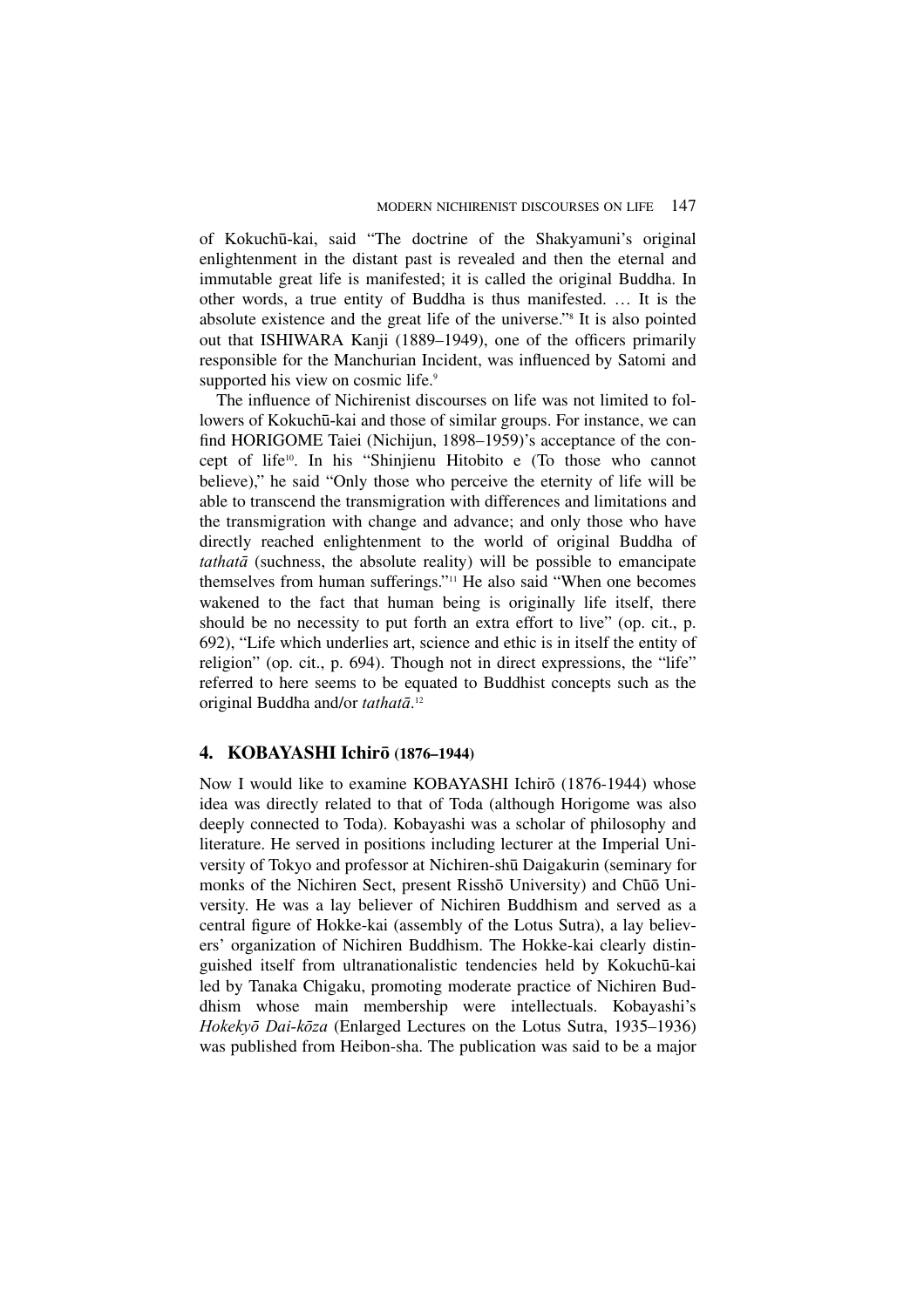of Kokuchū-kai, said "The doctrine of the Shakyamuni's original enlightenment in the distant past is revealed and then the eternal and immutable great life is manifested; it is called the original Buddha. In other words, a true entity of Buddha is thus manifested. … It is the absolute existence and the great life of the universe."[8] It is also pointed out that ISHIWARA Kanji (1889–1949), one of the officers primarily responsible for the Manchurian Incident, was influenced by Satomi and supported his view on cosmic life.[9]

The influence of Nichirenist discourses on life was not limited to followers of Kokuchū-kai and those of similar groups. For instance, we can find HORIGOME Taiei (Nichijun, 1898–1959)'s acceptance of the concept of life[10]. In his "Shinjienu Hitobito e (To those who cannot believe)," he said "Only those who perceive the eternity of life will be able to transcend the transmigration with differences and limitations and the transmigration with change and advance; and only those who have directly reached enlightenment to the world of original Buddha of *tathatā* (suchness, the absolute reality) will be possible to emancipate themselves from human sufferings."[11] He also said "When one becomes wakened to the fact that human being is originally life itself, there should be no necessity to put forth an extra effort to live" (op. cit., p. 692), "Life which underlies art, science and ethic is in itself the entity of religion" (op. cit., p. 694). Though not in direct expressions, the "life" referred to here seems to be equated to Buddhist concepts such as the original Buddha and/or *tathatā*.[12]

## 4. KOBAYASHI Ichirō (1876–1944)

Now I would like to examine KOBAYASHI Ichirō (1876-1944) whose idea was directly related to that of Toda (although Horigome was also deeply connected to Toda). Kobayashi was a scholar of philosophy and literature. He served in positions including lecturer at the Imperial University of Tokyo and professor at Nichiren-shū Daigakurin (seminary for monks of the Nichiren Sect, present Risshō University) and Chūō University. He was a lay believer of Nichiren Buddhism and served as a central figure of Hokke-kai (assembly of the Lotus Sutra), a lay believers' organization of Nichiren Buddhism. The Hokke-kai clearly distinguished itself from ultranationalistic tendencies held by Kokuchū-kai led by Tanaka Chigaku, promoting moderate practice of Nichiren Buddhism whose main membership were intellectuals. Kobayashi's *Hokekyō Dai-kōza* (Enlarged Lectures on the Lotus Sutra, 1935–1936) was published from Heibon-sha. The publication was said to be a major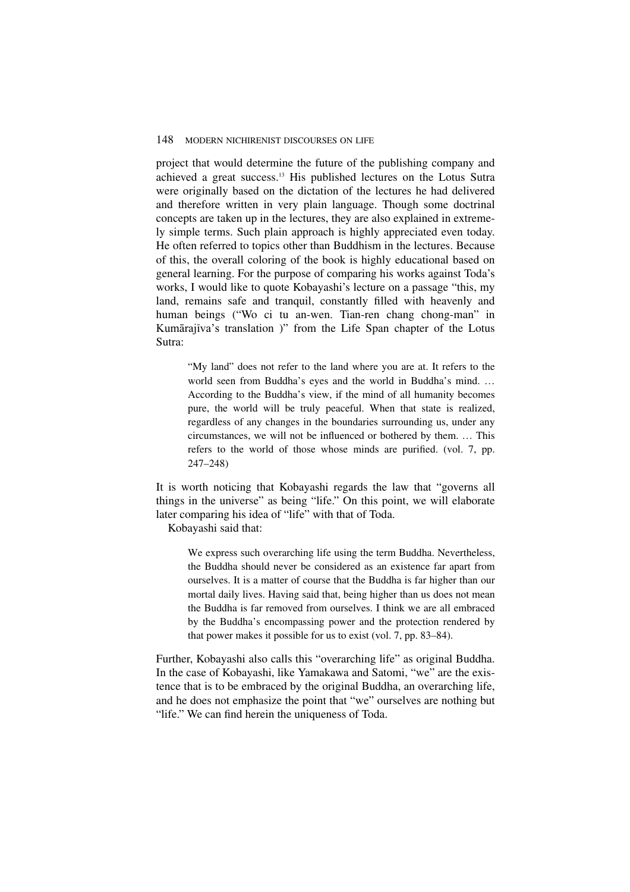project that would determine the future of the publishing company and achieved a great success.[13] His published lectures on the Lotus Sutra were originally based on the dictation of the lectures he had delivered and therefore written in very plain language. Though some doctrinal concepts are taken up in the lectures, they are also explained in extremely simple terms. Such plain approach is highly appreciated even today. He often referred to topics other than Buddhism in the lectures. Because of this, the overall coloring of the book is highly educational based on general learning. For the purpose of comparing his works against Toda's works, I would like to quote Kobayashi's lecture on a passage "this, my land, remains safe and tranquil, constantly filled with heavenly and human beings ("Wo ci tu an-wen. Tian-ren chang chong-man" in Kumārajīva's translation )" from the Life Span chapter of the Lotus Sutra:

> "My land" does not refer to the land where you are at. It refers to the world seen from Buddha's eyes and the world in Buddha's mind. … According to the Buddha's view, if the mind of all humanity becomes pure, the world will be truly peaceful. When that state is realized, regardless of any changes in the boundaries surrounding us, under any circumstances, we will not be influenced or bothered by them. … This refers to the world of those whose minds are purified. (vol. 7, pp. 247–248)

It is worth noticing that Kobayashi regards the law that "governs all things in the universe" as being "life." On this point, we will elaborate later comparing his idea of "life" with that of Toda.

Kobayashi said that:

> We express such overarching life using the term Buddha. Nevertheless, the Buddha should never be considered as an existence far apart from ourselves. It is a matter of course that the Buddha is far higher than our mortal daily lives. Having said that, being higher than us does not mean the Buddha is far removed from ourselves. I think we are all embraced by the Buddha's encompassing power and the protection rendered by that power makes it possible for us to exist (vol. 7, pp. 83–84).

Further, Kobayashi also calls this "overarching life" as original Buddha. In the case of Kobayashi, like Yamakawa and Satomi, "we" are the existence that is to be embraced by the original Buddha, an overarching life, and he does not emphasize the point that "we" ourselves are nothing but "life." We can find herein the uniqueness of Toda.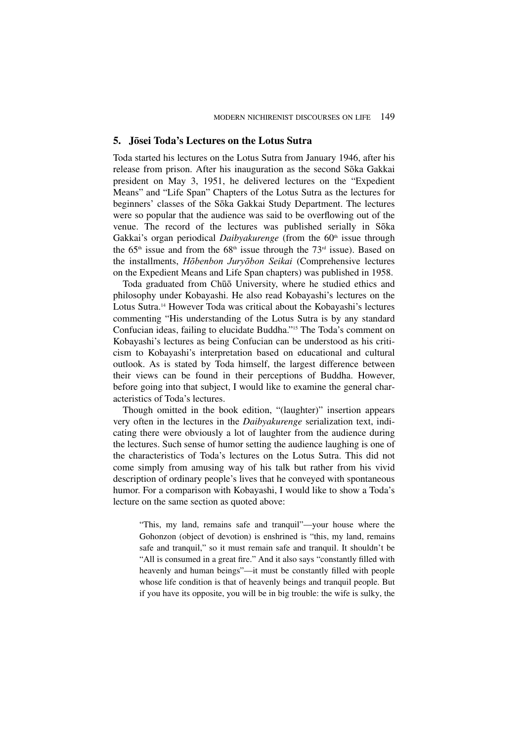## 5. Jōsei Toda's Lectures on the Lotus Sutra

Toda started his lectures on the Lotus Sutra from January 1946, after his release from prison. After his inauguration as the second Sōka Gakkai president on May 3, 1951, he delivered lectures on the "Expedient Means" and "Life Span" Chapters of the Lotus Sutra as the lectures for beginners' classes of the Sōka Gakkai Study Department. The lectures were so popular that the audience was said to be overflowing out of the venue. The record of the lectures was published serially in Sōka Gakkai's organ periodical *Daibyakurenge* (from the 60th issue through the 65th issue and from the 68th issue through the 73rd issue). Based on the installments, *Hōbenbon Juryōbon Seikai* (Comprehensive lectures on the Expedient Means and Life Span chapters) was published in 1958.

Toda graduated from Chūō University, where he studied ethics and philosophy under Kobayashi. He also read Kobayashi's lectures on the Lotus Sutra.[14] However Toda was critical about the Kobayashi's lectures commenting "His understanding of the Lotus Sutra is by any standard Confucian ideas, failing to elucidate Buddha."[15] The Toda's comment on Kobayashi's lectures as being Confucian can be understood as his criticism to Kobayashi's interpretation based on educational and cultural outlook. As is stated by Toda himself, the largest difference between their views can be found in their perceptions of Buddha. However, before going into that subject, I would like to examine the general characteristics of Toda's lectures.

Though omitted in the book edition, "(laughter)" insertion appears very often in the lectures in the *Daibyakurenge* serialization text, indicating there were obviously a lot of laughter from the audience during the lectures. Such sense of humor setting the audience laughing is one of the characteristics of Toda's lectures on the Lotus Sutra. This did not come simply from amusing way of his talk but rather from his vivid description of ordinary people's lives that he conveyed with spontaneous humor. For a comparison with Kobayashi, I would like to show a Toda's lecture on the same section as quoted above:

> "This, my land, remains safe and tranquil"—your house where the Gohonzon (object of devotion) is enshrined is "this, my land, remains safe and tranquil," so it must remain safe and tranquil. It shouldn't be "All is consumed in a great fire." And it also says "constantly filled with heavenly and human beings"—it must be constantly filled with people whose life condition is that of heavenly beings and tranquil people. But if you have its opposite, you will be in big trouble: the wife is sulky, the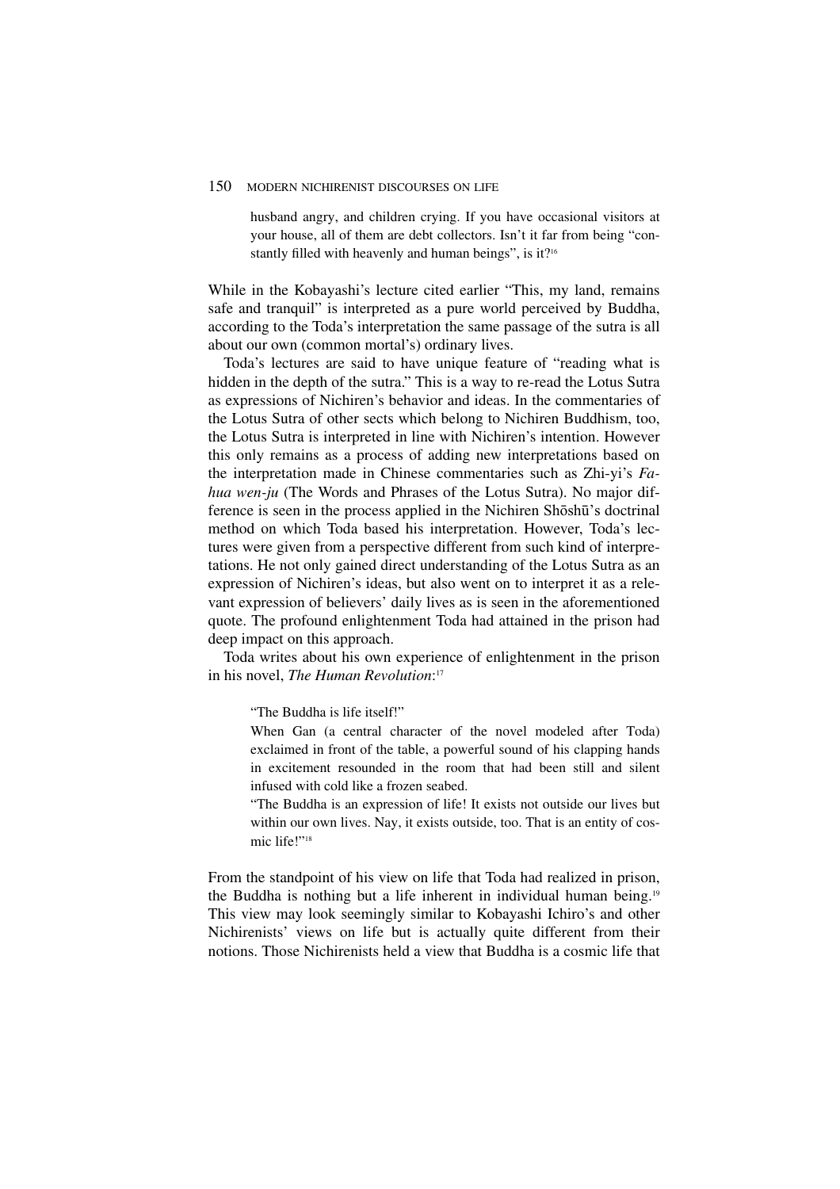> husband angry, and children crying. If you have occasional visitors at your house, all of them are debt collectors. Isn't it far from being "constantly filled with heavenly and human beings", is it?[16]

While in the Kobayashi's lecture cited earlier "This, my land, remains safe and tranquil" is interpreted as a pure world perceived by Buddha, according to the Toda's interpretation the same passage of the sutra is all about our own (common mortal's) ordinary lives.

Toda's lectures are said to have unique feature of "reading what is hidden in the depth of the sutra." This is a way to re-read the Lotus Sutra as expressions of Nichiren's behavior and ideas. In the commentaries of the Lotus Sutra of other sects which belong to Nichiren Buddhism, too, the Lotus Sutra is interpreted in line with Nichiren's intention. However this only remains as a process of adding new interpretations based on the interpretation made in Chinese commentaries such as Zhi-yi's *Fa-hua wen-ju* (The Words and Phrases of the Lotus Sutra). No major difference is seen in the process applied in the Nichiren Shōshū's doctrinal method on which Toda based his interpretation. However, Toda's lectures were given from a perspective different from such kind of interpretations. He not only gained direct understanding of the Lotus Sutra as an expression of Nichiren's ideas, but also went on to interpret it as a relevant expression of believers' daily lives as is seen in the aforementioned quote. The profound enlightenment Toda had attained in the prison had deep impact on this approach.

Toda writes about his own experience of enlightenment in the prison in his novel, *The Human Revolution*:[17]

> "The Buddha is life itself!"
>
> When Gan (a central character of the novel modeled after Toda) exclaimed in front of the table, a powerful sound of his clapping hands in excitement resounded in the room that had been still and silent infused with cold like a frozen seabed.
>
> "The Buddha is an expression of life! It exists not outside our lives but within our own lives. Nay, it exists outside, too. That is an entity of cosmic life!"[18]

From the standpoint of his view on life that Toda had realized in prison, the Buddha is nothing but a life inherent in individual human being.[19] This view may look seemingly similar to Kobayashi Ichiro's and other Nichirenists' views on life but is actually quite different from their notions. Those Nichirenists held a view that Buddha is a cosmic life that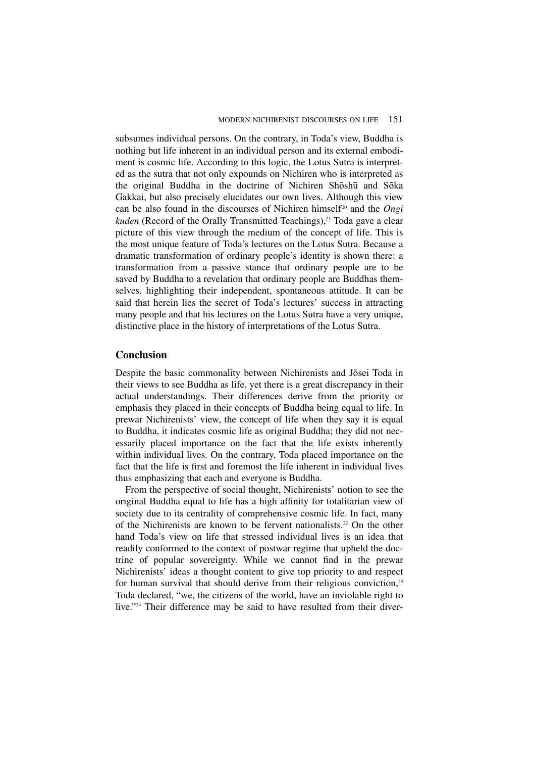subsumes individual persons. On the contrary, in Toda's view, Buddha is nothing but life inherent in an individual person and its external embodiment is cosmic life. According to this logic, the Lotus Sutra is interpreted as the sutra that not only expounds on Nichiren who is interpreted as the original Buddha in the doctrine of Nichiren Shōshū and Sōka Gakkai, but also precisely elucidates our own lives. Although this view can be also found in the discourses of Nichiren himself[20] and the *Ongi kuden* (Record of the Orally Transmitted Teachings),[21] Toda gave a clear picture of this view through the medium of the concept of life. This is the most unique feature of Toda's lectures on the Lotus Sutra. Because a dramatic transformation of ordinary people's identity is shown there: a transformation from a passive stance that ordinary people are to be saved by Buddha to a revelation that ordinary people are Buddhas themselves, highlighting their independent, spontaneous attitude. It can be said that herein lies the secret of Toda's lectures' success in attracting many people and that his lectures on the Lotus Sutra have a very unique, distinctive place in the history of interpretations of the Lotus Sutra.

## Conclusion

Despite the basic commonality between Nichirenists and Jōsei Toda in their views to see Buddha as life, yet there is a great discrepancy in their actual understandings. Their differences derive from the priority or emphasis they placed in their concepts of Buddha being equal to life. In prewar Nichirenists' view, the concept of life when they say it is equal to Buddha, it indicates cosmic life as original Buddha; they did not necessarily placed importance on the fact that the life exists inherently within individual lives. On the contrary, Toda placed importance on the fact that the life is first and foremost the life inherent in individual lives thus emphasizing that each and everyone is Buddha.

From the perspective of social thought, Nichirenists' notion to see the original Buddha equal to life has a high affinity for totalitarian view of society due to its centrality of comprehensive cosmic life. In fact, many of the Nichirenists are known to be fervent nationalists.[22] On the other hand Toda's view on life that stressed individual lives is an idea that readily conformed to the context of postwar regime that upheld the doctrine of popular sovereignty. While we cannot find in the prewar Nichirenists' ideas a thought content to give top priority to and respect for human survival that should derive from their religious conviction,[23] Toda declared, "we, the citizens of the world, have an inviolable right to live."[24] Their difference may be said to have resulted from their diver-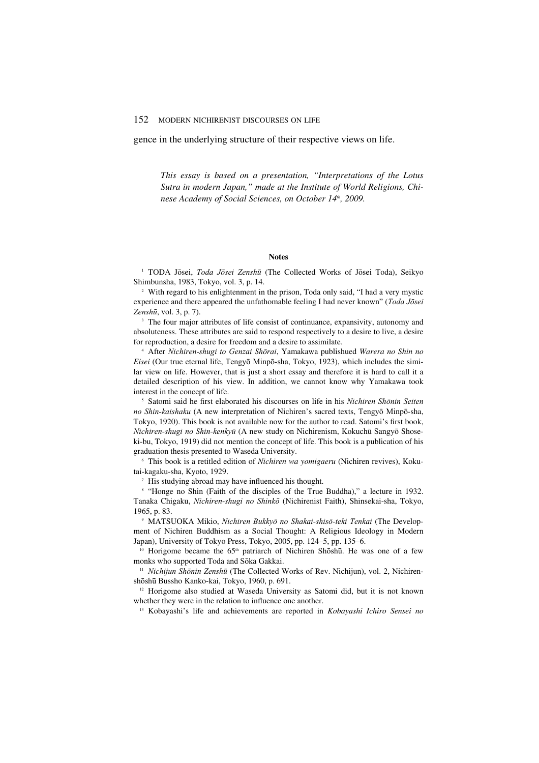gence in the underlying structure of their respective views on life.

*This essay is based on a presentation, "Interpretations of the Lotus Sutra in modern Japan," made at the Institute of World Religions, Chinese Academy of Social Sciences, on October 14th, 2009.*

**Notes**

[1] TODA Jōsei, *Toda Jōsei Zenshū* (The Collected Works of Jōsei Toda), Seikyo Shimbunsha, 1983, Tokyo, vol. 3, p. 14.

[2] With regard to his enlightenment in the prison, Toda only said, "I had a very mystic experience and there appeared the unfathomable feeling I had never known" (*Toda Jōsei Zenshū*, vol. 3, p. 7).

[3] The four major attributes of life consist of continuance, expansivity, autonomy and absoluteness. These attributes are said to respond respectively to a desire to live, a desire for reproduction, a desire for freedom and a desire to assimilate.

[4] After *Nichiren-shugi to Genzai Shōrai*, Yamakawa publishued *Warera no Shin no Eisei* (Our true eternal life, Tengyō Minpō-sha, Tokyo, 1923), which includes the similar view on life. However, that is just a short essay and therefore it is hard to call it a detailed description of his view. In addition, we cannot know why Yamakawa took interest in the concept of life.

[5] Satomi said he first elaborated his discourses on life in his *Nichiren Shōnin Seiten no Shin-kaishaku* (A new interpretation of Nichiren's sacred texts, Tengyō Minpō-sha, Tokyo, 1920). This book is not available now for the author to read. Satomi's first book, *Nichiren-shugi no Shin-kenkyū* (A new study on Nichirenism, Kokuchū Sangyō Shoseki-bu, Tokyo, 1919) did not mention the concept of life. This book is a publication of his graduation thesis presented to Waseda University.

[6] This book is a retitled edition of *Nichiren wa yomigaeru* (Nichiren revives), Kokutai-kagaku-sha, Kyoto, 1929.

[7] His studying abroad may have influenced his thought.

[8] "Honge no Shin (Faith of the disciples of the True Buddha)," a lecture in 1932. Tanaka Chigaku, *Nichiren-shugi no Shinkō* (Nichirenist Faith), Shinsekai-sha, Tokyo, 1965, p. 83.

[9] MATSUOKA Mikio, *Nichiren Bukkyō no Shakai-shisō-teki Tenkai* (The Development of Nichiren Buddhism as a Social Thought: A Religious Ideology in Modern Japan), University of Tokyo Press, Tokyo, 2005, pp. 124–5, pp. 135–6.

[10] Horigome became the 65th patriarch of Nichiren Shōshū. He was one of a few monks who supported Toda and Sōka Gakkai.

[11] *Nichijun Shōnin Zenshū* (The Collected Works of Rev. Nichijun), vol. 2, Nichirenshōshū Bussho Kanko-kai, Tokyo, 1960, p. 691.

[12] Horigome also studied at Waseda University as Satomi did, but it is not known whether they were in the relation to influence one another.

[13] Kobayashi's life and achievements are reported in *Kobayashi Ichiro Sensei no*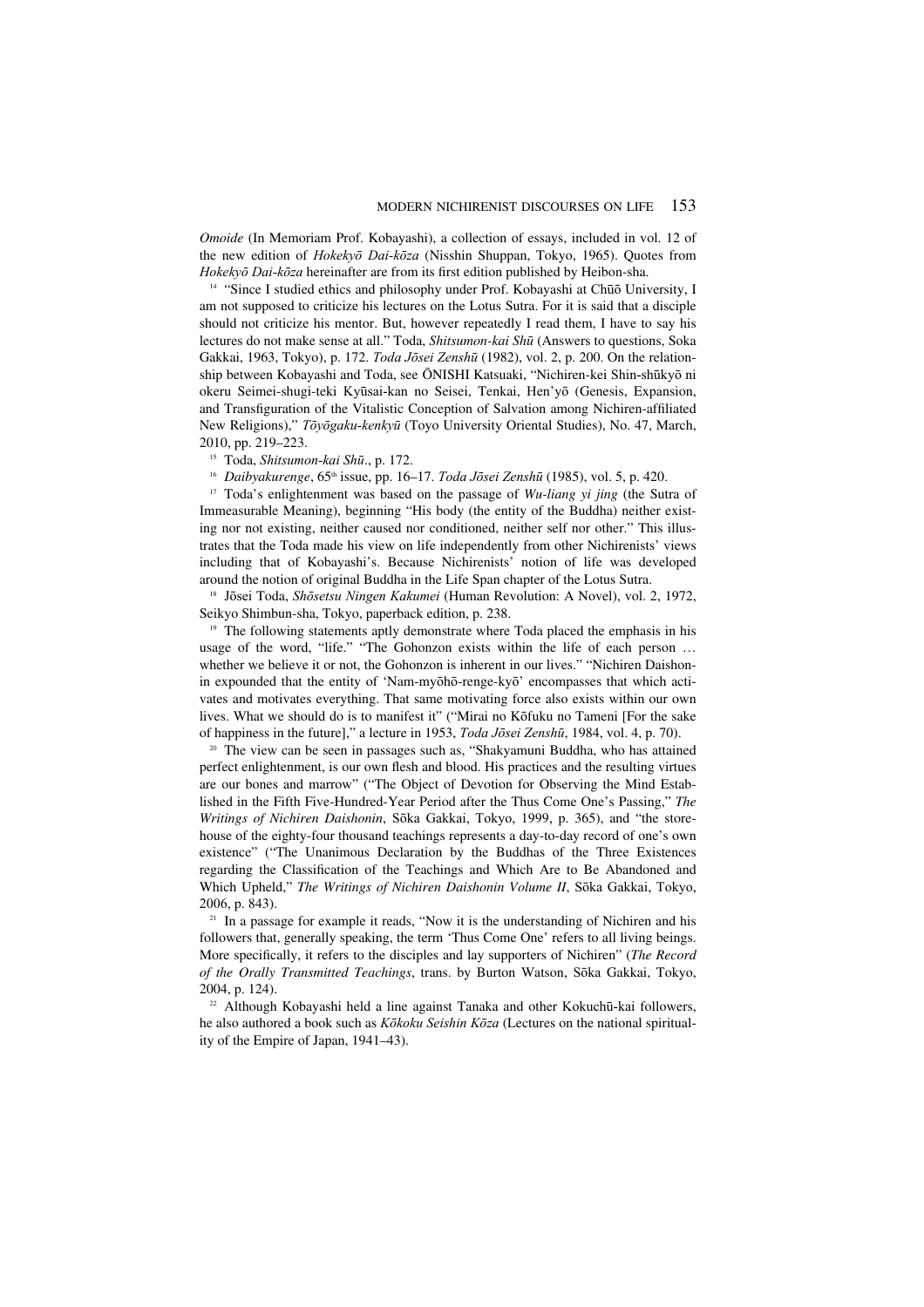*Omoide* (In Memoriam Prof. Kobayashi), a collection of essays, included in vol. 12 of the new edition of *Hokekyō Dai-kōza* (Nisshin Shuppan, Tokyo, 1965). Quotes from *Hokekyō Dai-kōza* hereinafter are from its first edition published by Heibon-sha.

[14] "Since I studied ethics and philosophy under Prof. Kobayashi at Chūō University, I am not supposed to criticize his lectures on the Lotus Sutra. For it is said that a disciple should not criticize his mentor. But, however repeatedly I read them, I have to say his lectures do not make sense at all." Toda, *Shitsumon-kai Shū* (Answers to questions, Soka Gakkai, 1963, Tokyo), p. 172. *Toda Jōsei Zenshū* (1982), vol. 2, p. 200. On the relationship between Kobayashi and Toda, see ŌNISHI Katsuaki, "Nichiren-kei Shin-shūkyō ni okeru Seimei-shugi-teki Kyūsai-kan no Seisei, Tenkai, Hen'yō (Genesis, Expansion, and Transfiguration of the Vitalistic Conception of Salvation among Nichiren-affiliated New Religions)," *Tōyōgaku-kenkyū* (Toyo University Oriental Studies), No. 47, March, 2010, pp. 219–223.

[15] Toda, *Shitsumon-kai Shū*., p. 172.

[16] *Daibyakurenge*, 65th issue, pp. 16–17. *Toda Jōsei Zenshū* (1985), vol. 5, p. 420.

[17] Toda's enlightenment was based on the passage of *Wu-liang yi jing* (the Sutra of Immeasurable Meaning), beginning "His body (the entity of the Buddha) neither existing nor not existing, neither caused nor conditioned, neither self nor other." This illustrates that the Toda made his view on life independently from other Nichirenists' views including that of Kobayashi's. Because Nichirenists' notion of life was developed around the notion of original Buddha in the Life Span chapter of the Lotus Sutra.

[18] Jōsei Toda, *Shōsetsu Ningen Kakumei* (Human Revolution: A Novel), vol. 2, 1972, Seikyo Shimbun-sha, Tokyo, paperback edition, p. 238.

[19] The following statements aptly demonstrate where Toda placed the emphasis in his usage of the word, "life." "The Gohonzon exists within the life of each person … whether we believe it or not, the Gohonzon is inherent in our lives." "Nichiren Daishonin expounded that the entity of 'Nam-myōhō-renge-kyō' encompasses that which activates and motivates everything. That same motivating force also exists within our own lives. What we should do is to manifest it" ("Mirai no Kōfuku no Tameni [For the sake of happiness in the future]," a lecture in 1953, *Toda Jōsei Zenshū*, 1984, vol. 4, p. 70).

[20] The view can be seen in passages such as, "Shakyamuni Buddha, who has attained perfect enlightenment, is our own flesh and blood. His practices and the resulting virtues are our bones and marrow" ("The Object of Devotion for Observing the Mind Established in the Fifth Five-Hundred-Year Period after the Thus Come One's Passing," *The Writings of Nichiren Daishonin*, Sōka Gakkai, Tokyo, 1999, p. 365), and "the storehouse of the eighty-four thousand teachings represents a day-to-day record of one's own existence" ("The Unanimous Declaration by the Buddhas of the Three Existences regarding the Classification of the Teachings and Which Are to Be Abandoned and Which Upheld," *The Writings of Nichiren Daishonin Volume II*, Sōka Gakkai, Tokyo, 2006, p. 843).

[21] In a passage for example it reads, "Now it is the understanding of Nichiren and his followers that, generally speaking, the term 'Thus Come One' refers to all living beings. More specifically, it refers to the disciples and lay supporters of Nichiren" (*The Record of the Orally Transmitted Teachings*, trans. by Burton Watson, Sōka Gakkai, Tokyo, 2004, p. 124).

[22] Although Kobayashi held a line against Tanaka and other Kokuchū-kai followers, he also authored a book such as *Kōkoku Seishin Kōza* (Lectures on the national spirituality of the Empire of Japan, 1941–43).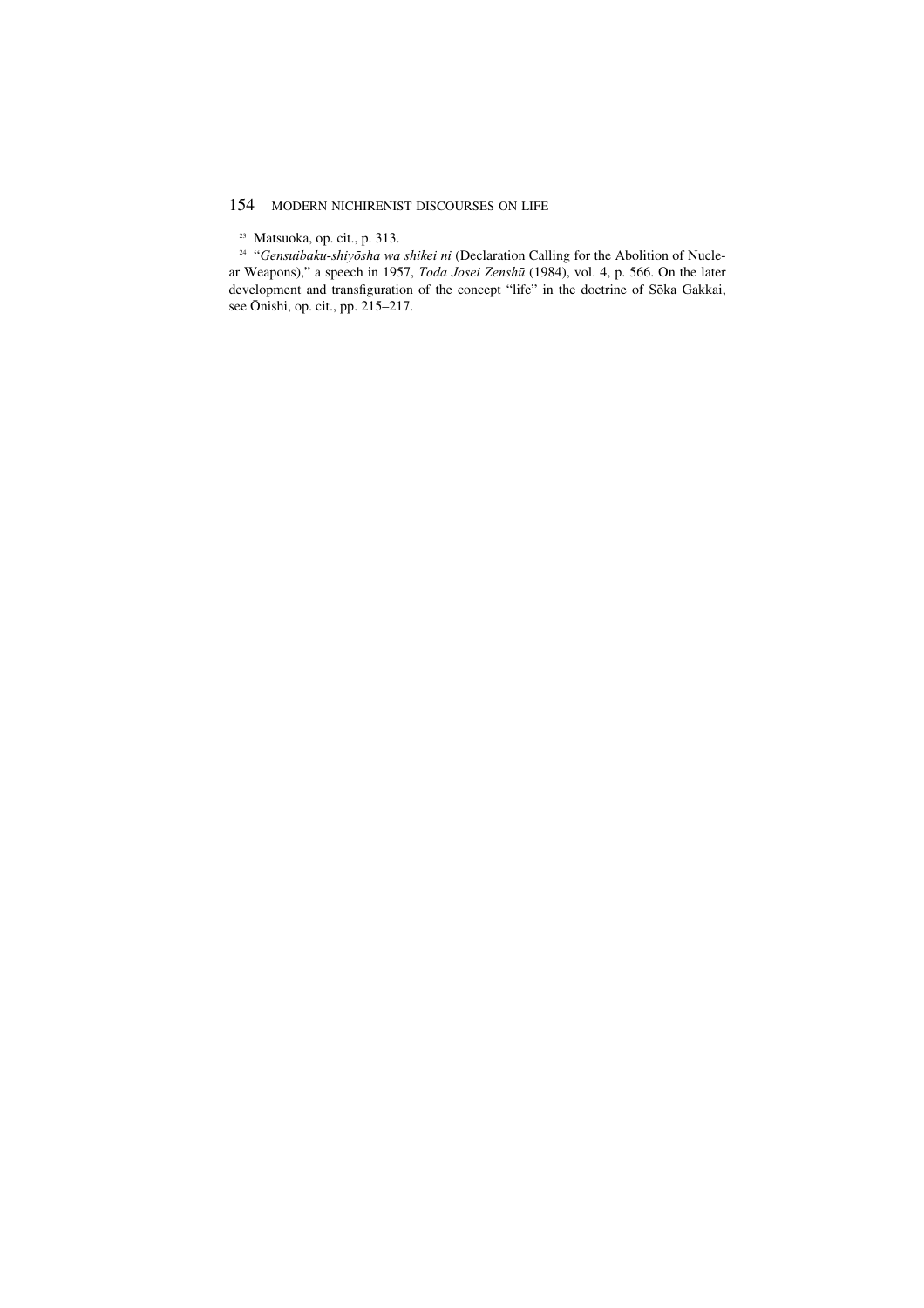[23] Matsuoka, op. cit., p. 313.

[24] "*Gensuibaku-shiyōsha wa shikei ni* (Declaration Calling for the Abolition of Nuclear Weapons)," a speech in 1957, *Toda Josei Zenshū* (1984), vol. 4, p. 566. On the later development and transfiguration of the concept "life" in the doctrine of Sōka Gakkai, see Ōnishi, op. cit., pp. 215–217.